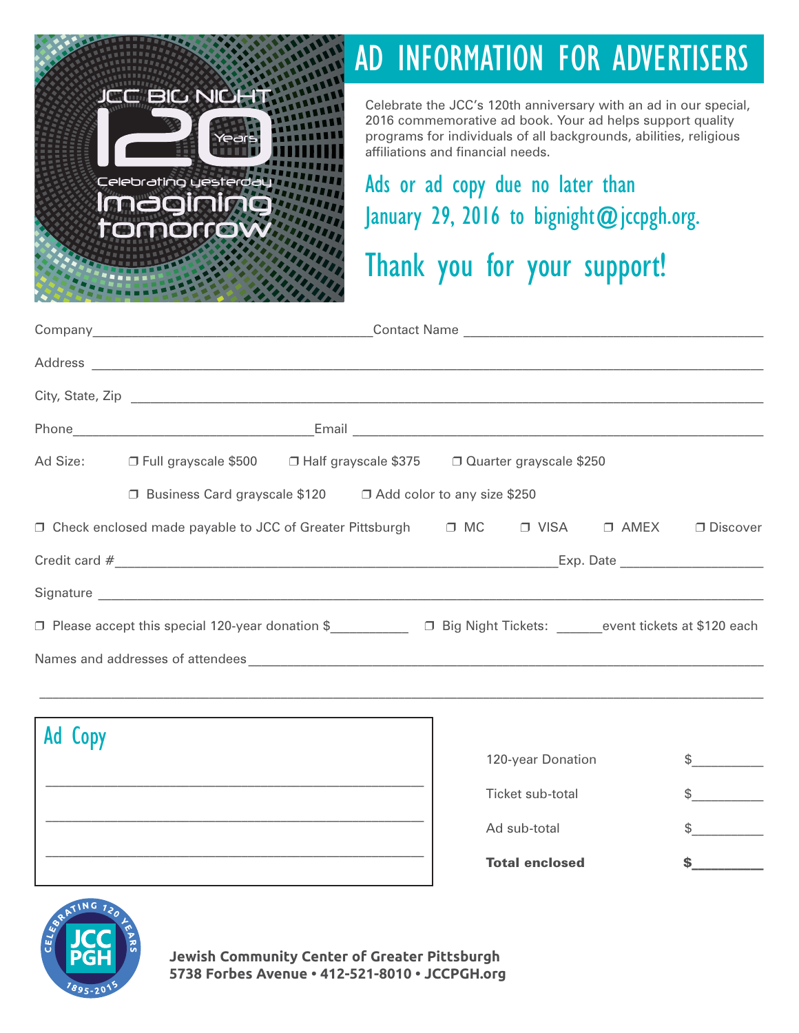JCC BIG NIGHT

120 Years

Celebrating yesterday

Imagining tomorrow

# AD INFORMATION FOR ADVERTISERS

Celebrate the JCC's 120th anniversary with an ad in our special, 2016 commemorative ad book. Your ad helps support quality programs for individuals of all backgrounds, abilities, religious affiliations and financial needs.

## Ads or ad copy due no later than January 29, 2016 to bignight@jccpgh.org.

## Thank you for your support!

Company_______________________________________Contact Name ________________________________________

Address ______________________________________________________________________________________

City, State, Zip ________________________________________________________________________________

Phone________________________________Email ________________________________________________

Ad Size: ❐ Full grayscale $500 ❐ Half grayscale $375 ❐ Quarter grayscale $250

❐ Business Card grayscale $120 ❐ Add color to any size $250

❐ Check enclosed made payable to JCC of Greater Pittsburgh ❐ MC ❐ VISA ❐ AMEX ❐ Discover

Credit card #_____________________________________________________________Exp. Date ___________________

Signature _____________________________________________________________________________________

❐ Please accept this special 120-year donation $__________ ❐ Big Night Tickets: ______event tickets at $120 each

Names and addresses of attendees_______________________________________________________________________

_______________________________________________________________________________________________

## Ad Copy

_______________________________________________

_______________________________________________

_______________________________________________

| | |
|---|---|
| 120-year Donation | $_________ |
| Ticket sub-total | $_________ |
| Ad sub-total | $_________ |
| **Total enclosed** | **$_________** |

CELEBRATING 120 YEARS JCC PGH 1895-2015

**Jewish Community Center of Greater Pittsburgh**
**5738 Forbes Avenue • 412-521-8010 • JCCPGH.org**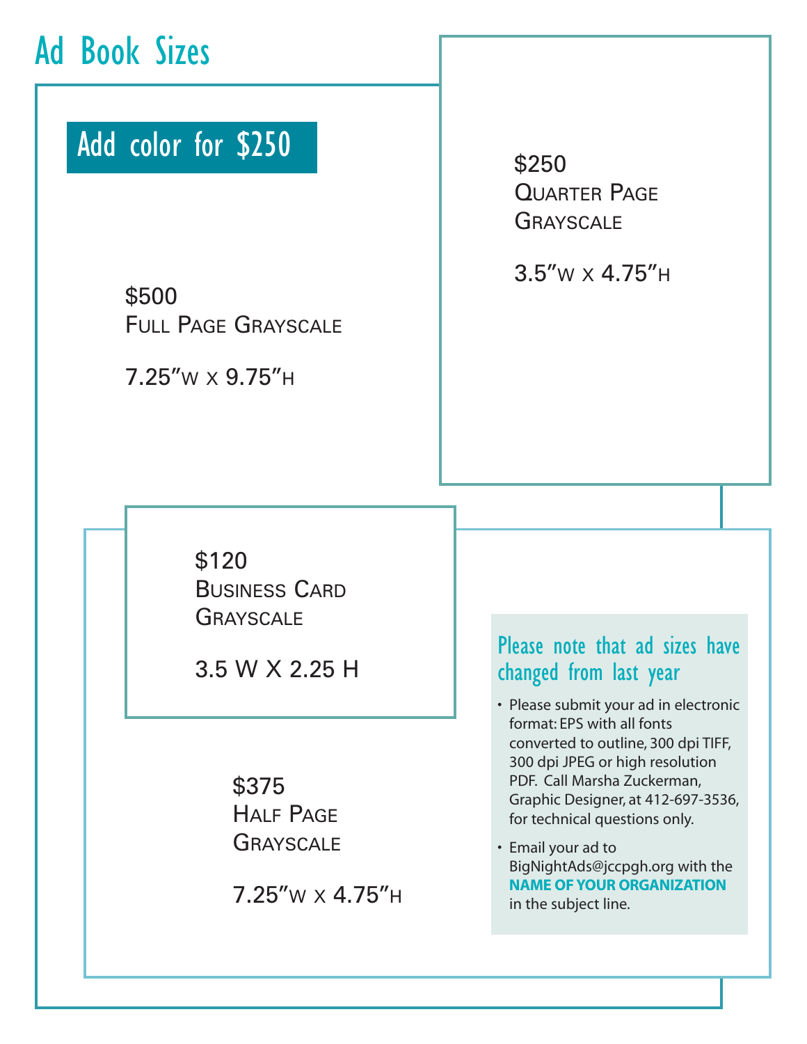# Ad Book Sizes

**Add color for $250**

$250
QUARTER PAGE
GRAYSCALE

3.5"W X 4.75"H

$500
FULL PAGE GRAYSCALE

7.25"W X 9.75"H

$120
BUSINESS CARD
GRAYSCALE

3.5 W X 2.25 H

$375
HALF PAGE
GRAYSCALE

7.25"W X 4.75"H

## Please note that ad sizes have changed from last year

- Please submit your ad in electronic format: EPS with all fonts converted to outline, 300 dpi TIFF, 300 dpi JPEG or high resolution PDF. Call Marsha Zuckerman, Graphic Designer, at 412-697-3536, for technical questions only.
- Email your ad to BigNightAds@jccpgh.org with the **NAME OF YOUR ORGANIZATION** in the subject line.